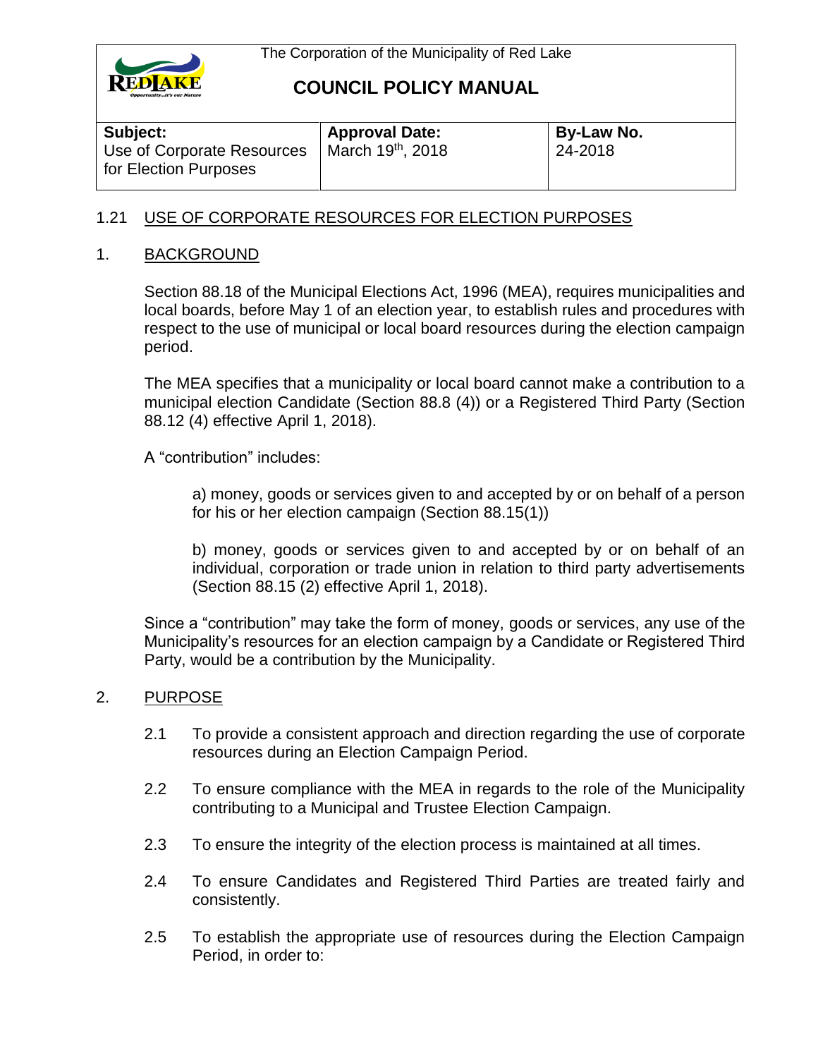The Corporation of the Municipality of Red Lake

# COUNCIL POLICY MANUAL

| Subject: Use of Corporate Resources for Election Purposes | Approval Date: March 19th, 2018 | By-Law No. 24-2018 |
| --- | --- | --- |

## 1.21 USE OF CORPORATE RESOURCES FOR ELECTION PURPOSES

### 1. BACKGROUND

Section 88.18 of the Municipal Elections Act, 1996 (MEA), requires municipalities and local boards, before May 1 of an election year, to establish rules and procedures with respect to the use of municipal or local board resources during the election campaign period.

The MEA specifies that a municipality or local board cannot make a contribution to a municipal election Candidate (Section 88.8 (4)) or a Registered Third Party (Section 88.12 (4) effective April 1, 2018).

A "contribution" includes:

a) money, goods or services given to and accepted by or on behalf of a person for his or her election campaign (Section 88.15(1))

b) money, goods or services given to and accepted by or on behalf of an individual, corporation or trade union in relation to third party advertisements (Section 88.15 (2) effective April 1, 2018).

Since a "contribution" may take the form of money, goods or services, any use of the Municipality's resources for an election campaign by a Candidate or Registered Third Party, would be a contribution by the Municipality.

### 2. PURPOSE

2.1 To provide a consistent approach and direction regarding the use of corporate resources during an Election Campaign Period.

2.2 To ensure compliance with the MEA in regards to the role of the Municipality contributing to a Municipal and Trustee Election Campaign.

2.3 To ensure the integrity of the election process is maintained at all times.

2.4 To ensure Candidates and Registered Third Parties are treated fairly and consistently.

2.5 To establish the appropriate use of resources during the Election Campaign Period, in order to: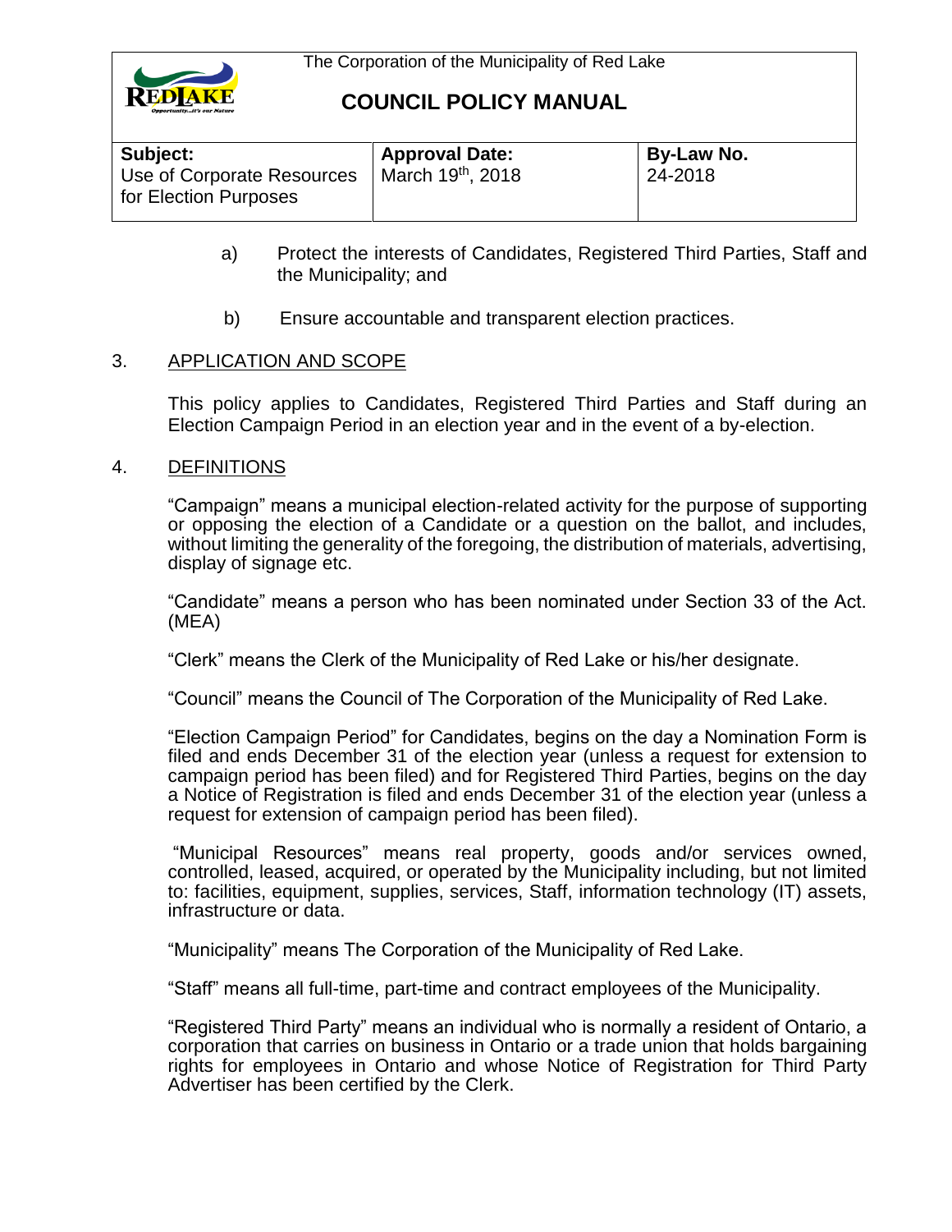a) Protect the interests of Candidates, Registered Third Parties, Staff and the Municipality; and

b) Ensure accountable and transparent election practices.

## 3. APPLICATION AND SCOPE

This policy applies to Candidates, Registered Third Parties and Staff during an Election Campaign Period in an election year and in the event of a by-election.

## 4. DEFINITIONS

"Campaign" means a municipal election-related activity for the purpose of supporting or opposing the election of a Candidate or a question on the ballot, and includes, without limiting the generality of the foregoing, the distribution of materials, advertising, display of signage etc.

"Candidate" means a person who has been nominated under Section 33 of the Act. (MEA)

"Clerk" means the Clerk of the Municipality of Red Lake or his/her designate.

"Council" means the Council of The Corporation of the Municipality of Red Lake.

"Election Campaign Period" for Candidates, begins on the day a Nomination Form is filed and ends December 31 of the election year (unless a request for extension to campaign period has been filed) and for Registered Third Parties, begins on the day a Notice of Registration is filed and ends December 31 of the election year (unless a request for extension of campaign period has been filed).

"Municipal Resources" means real property, goods and/or services owned, controlled, leased, acquired, or operated by the Municipality including, but not limited to: facilities, equipment, supplies, services, Staff, information technology (IT) assets, infrastructure or data.

"Municipality" means The Corporation of the Municipality of Red Lake.

"Staff" means all full-time, part-time and contract employees of the Municipality.

"Registered Third Party" means an individual who is normally a resident of Ontario, a corporation that carries on business in Ontario or a trade union that holds bargaining rights for employees in Ontario and whose Notice of Registration for Third Party Advertiser has been certified by the Clerk.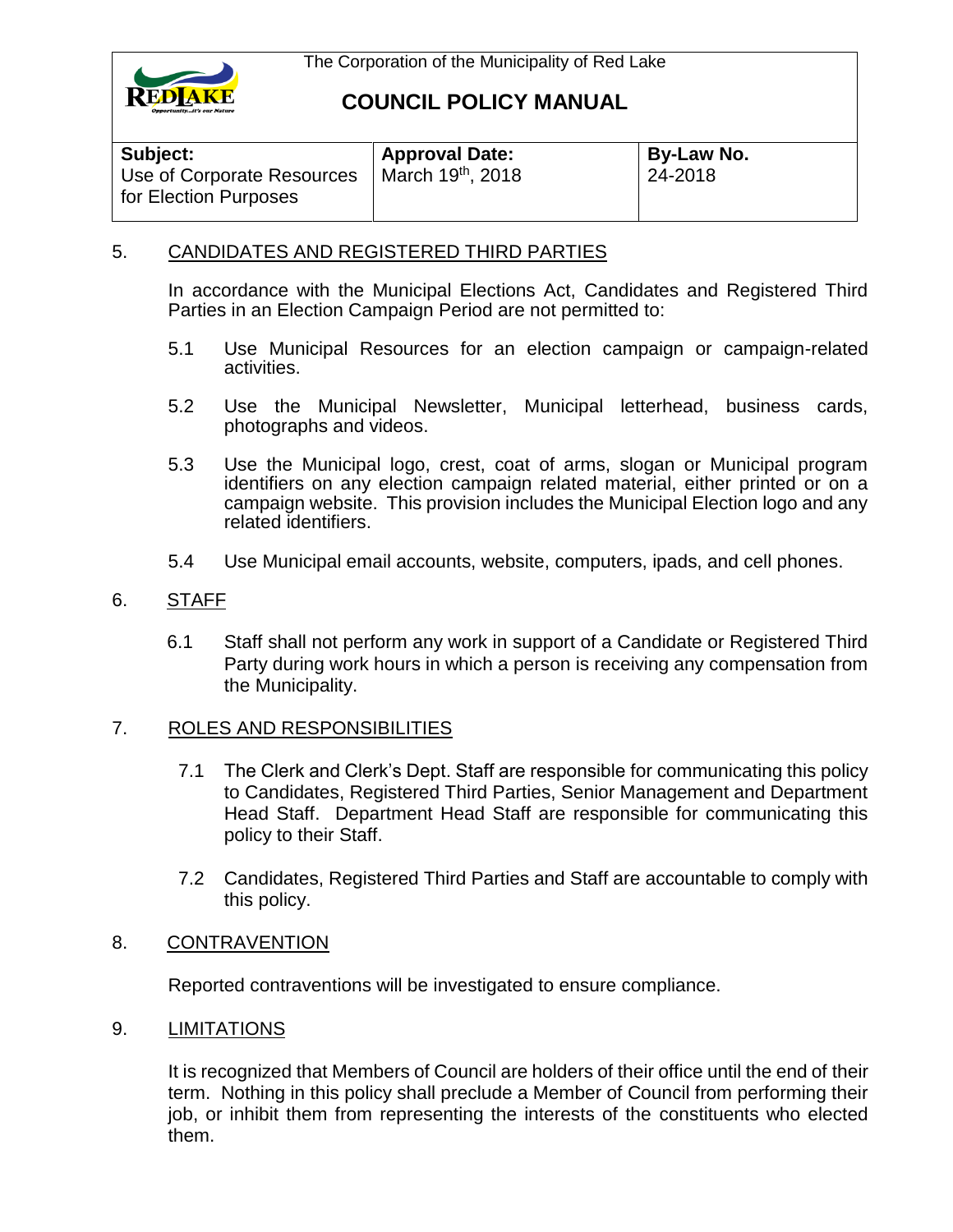The Corporation of the Municipality of Red Lake

# COUNCIL POLICY MANUAL

| Subject: | Approval Date: | By-Law No. |
| --- | --- | --- |
| Use of Corporate Resources for Election Purposes | March 19th, 2018 | 24-2018 |

## 5. CANDIDATES AND REGISTERED THIRD PARTIES

In accordance with the Municipal Elections Act, Candidates and Registered Third Parties in an Election Campaign Period are not permitted to:

5.1 Use Municipal Resources for an election campaign or campaign-related activities.

5.2 Use the Municipal Newsletter, Municipal letterhead, business cards, photographs and videos.

5.3 Use the Municipal logo, crest, coat of arms, slogan or Municipal program identifiers on any election campaign related material, either printed or on a campaign website. This provision includes the Municipal Election logo and any related identifiers.

5.4 Use Municipal email accounts, website, computers, ipads, and cell phones.

## 6. STAFF

6.1 Staff shall not perform any work in support of a Candidate or Registered Third Party during work hours in which a person is receiving any compensation from the Municipality.

## 7. ROLES AND RESPONSIBILITIES

7.1 The Clerk and Clerk's Dept. Staff are responsible for communicating this policy to Candidates, Registered Third Parties, Senior Management and Department Head Staff. Department Head Staff are responsible for communicating this policy to their Staff.

7.2 Candidates, Registered Third Parties and Staff are accountable to comply with this policy.

## 8. CONTRAVENTION

Reported contraventions will be investigated to ensure compliance.

## 9. LIMITATIONS

It is recognized that Members of Council are holders of their office until the end of their term. Nothing in this policy shall preclude a Member of Council from performing their job, or inhibit them from representing the interests of the constituents who elected them.